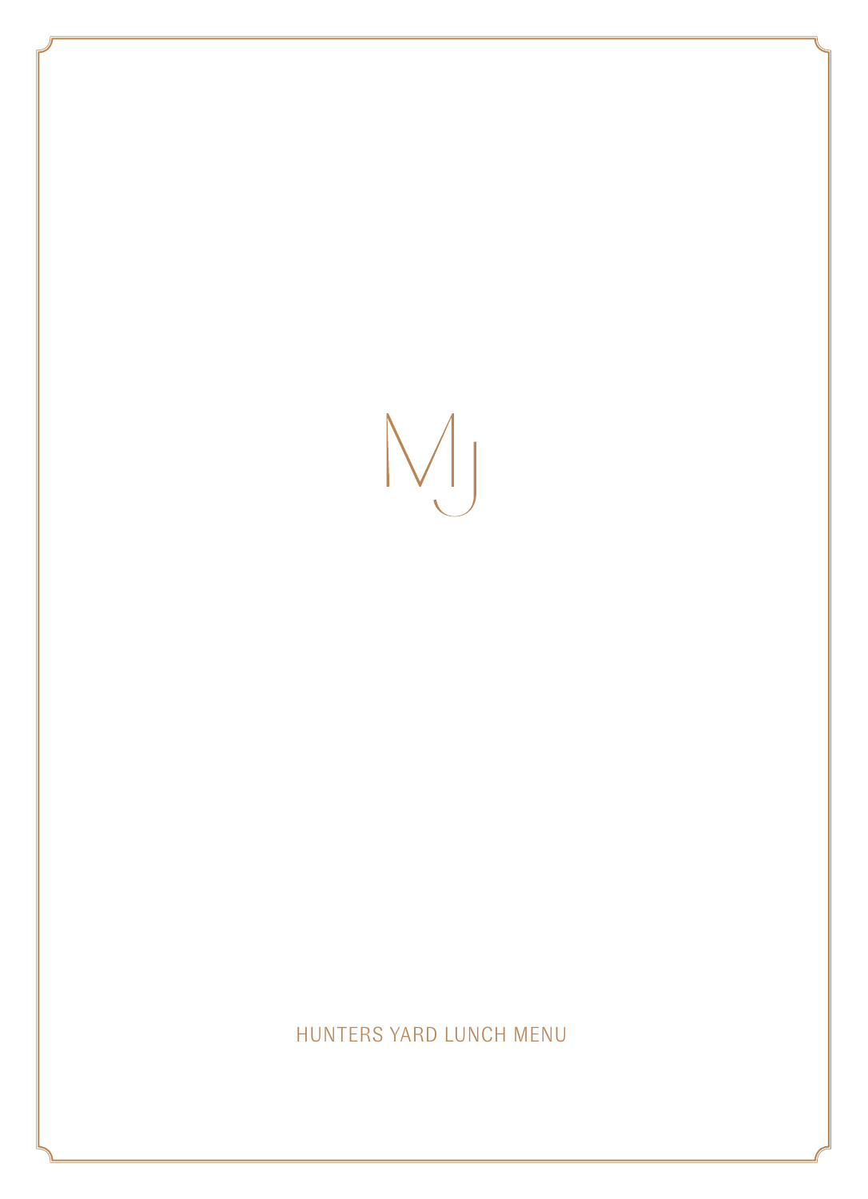MJ

# HUNTERS YARD LUNCH MENU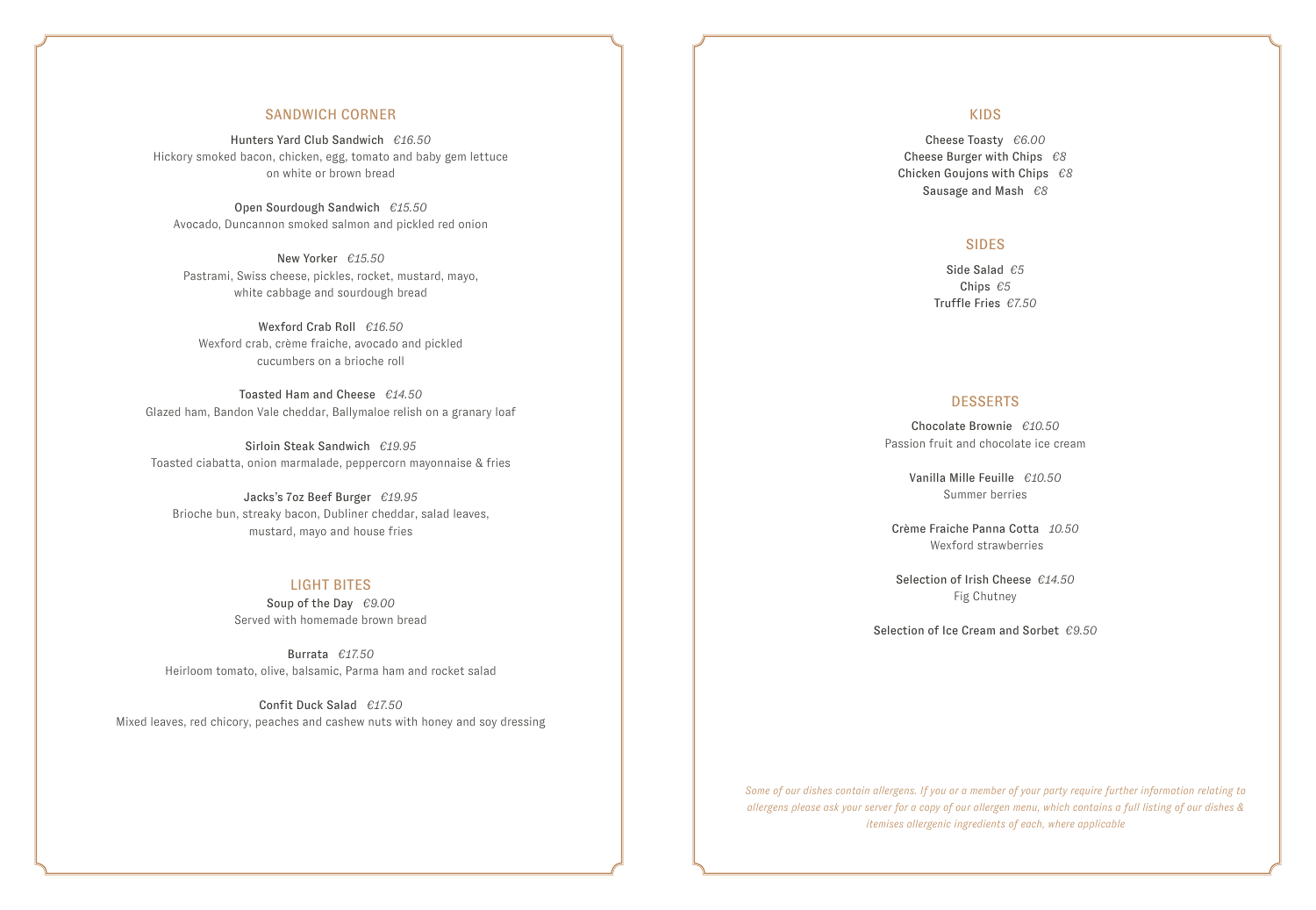## SANDWICH CORNER

**Hunters Yard Club Sandwich** *€16.50*
Hickory smoked bacon, chicken, egg, tomato and baby gem lettuce on white or brown bread

**Open Sourdough Sandwich** *€15.50*
Avocado, Duncannon smoked salmon and pickled red onion

**New Yorker** *€15.50*
Pastrami, Swiss cheese, pickles, rocket, mustard, mayo, white cabbage and sourdough bread

**Wexford Crab Roll** *€16.50*
Wexford crab, crème fraiche, avocado and pickled cucumbers on a brioche roll

**Toasted Ham and Cheese** *€14.50*
Glazed ham, Bandon Vale cheddar, Ballymaloe relish on a granary loaf

**Sirloin Steak Sandwich** *€19.95*
Toasted ciabatta, onion marmalade, peppercorn mayonnaise & fries

**Jacks's 7oz Beef Burger** *€19.95*
Brioche bun, streaky bacon, Dubliner cheddar, salad leaves, mustard, mayo and house fries

## LIGHT BITES

**Soup of the Day** *€9.00*
Served with homemade brown bread

**Burrata** *€17.50*
Heirloom tomato, olive, balsamic, Parma ham and rocket salad

**Confit Duck Salad** *€17.50*
Mixed leaves, red chicory, peaches and cashew nuts with honey and soy dressing

## KIDS

**Cheese Toasty** *€6.00*
**Cheese Burger with Chips** *€8*
**Chicken Goujons with Chips** *€8*
**Sausage and Mash** *€8*

## SIDES

**Side Salad** *€5*
**Chips** *€5*
**Truffle Fries** *€7.50*

## DESSERTS

**Chocolate Brownie** *€10.50*
Passion fruit and chocolate ice cream

**Vanilla Mille Feuille** *€10.50*
Summer berries

**Crème Fraiche Panna Cotta** *10.50*
Wexford strawberries

**Selection of Irish Cheese** *€14.50*
Fig Chutney

**Selection of Ice Cream and Sorbet** *€9.50*

*Some of our dishes contain allergens. If you or a member of your party require further information relating to allergens please ask your server for a copy of our allergen menu, which contains a full listing of our dishes & itemises allergenic ingredients of each, where applicable*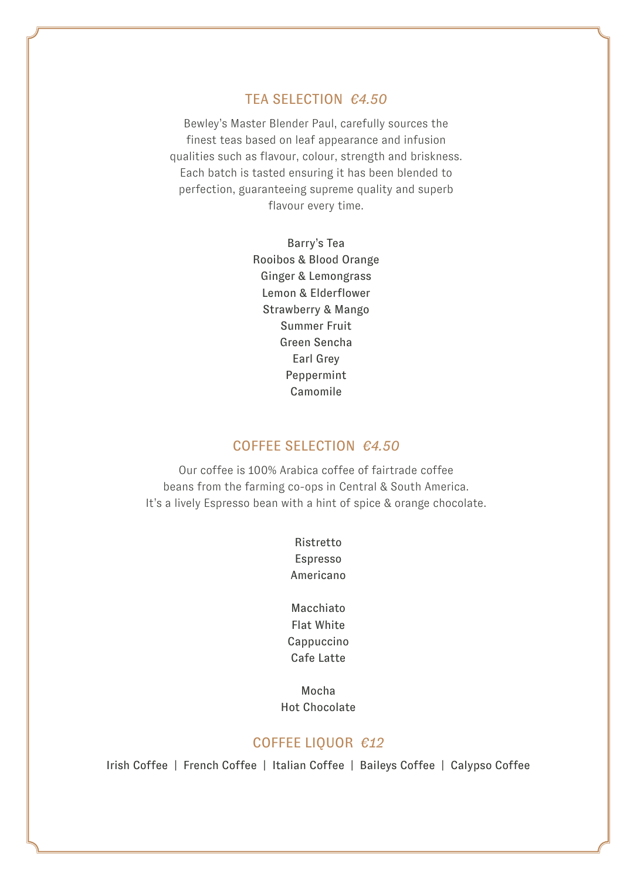## TEA SELECTION *€4.50*

Bewley's Master Blender Paul, carefully sources the finest teas based on leaf appearance and infusion qualities such as flavour, colour, strength and briskness. Each batch is tasted ensuring it has been blended to perfection, guaranteeing supreme quality and superb flavour every time.

Barry's Tea
Rooibos & Blood Orange
Ginger & Lemongrass
Lemon & Elderflower
Strawberry & Mango
Summer Fruit
Green Sencha
Earl Grey
Peppermint
Camomile

## COFFEE SELECTION *€4.50*

Our coffee is 100% Arabica coffee of fairtrade coffee beans from the farming co-ops in Central & South America. It's a lively Espresso bean with a hint of spice & orange chocolate.

Ristretto
Espresso
Americano

Macchiato
Flat White
Cappuccino
Cafe Latte

Mocha
Hot Chocolate

## COFFEE LIQUOR *€12*

Irish Coffee | French Coffee | Italian Coffee | Baileys Coffee | Calypso Coffee